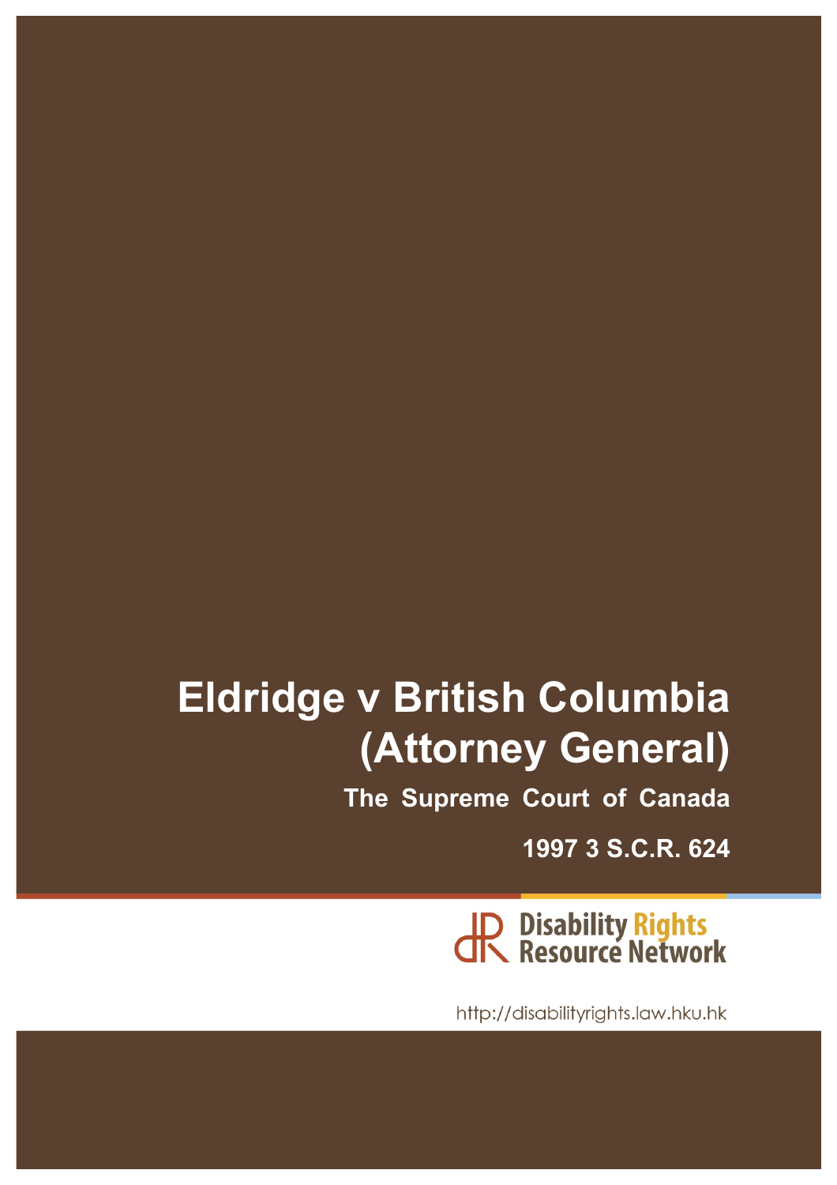# Eldridge v British Columbia (Attorney General)

**The Supreme Court of Canada**

**1997 3 S.C.R. 624**

Disability Rights Resource Network

http://disabilityrights.law.hku.hk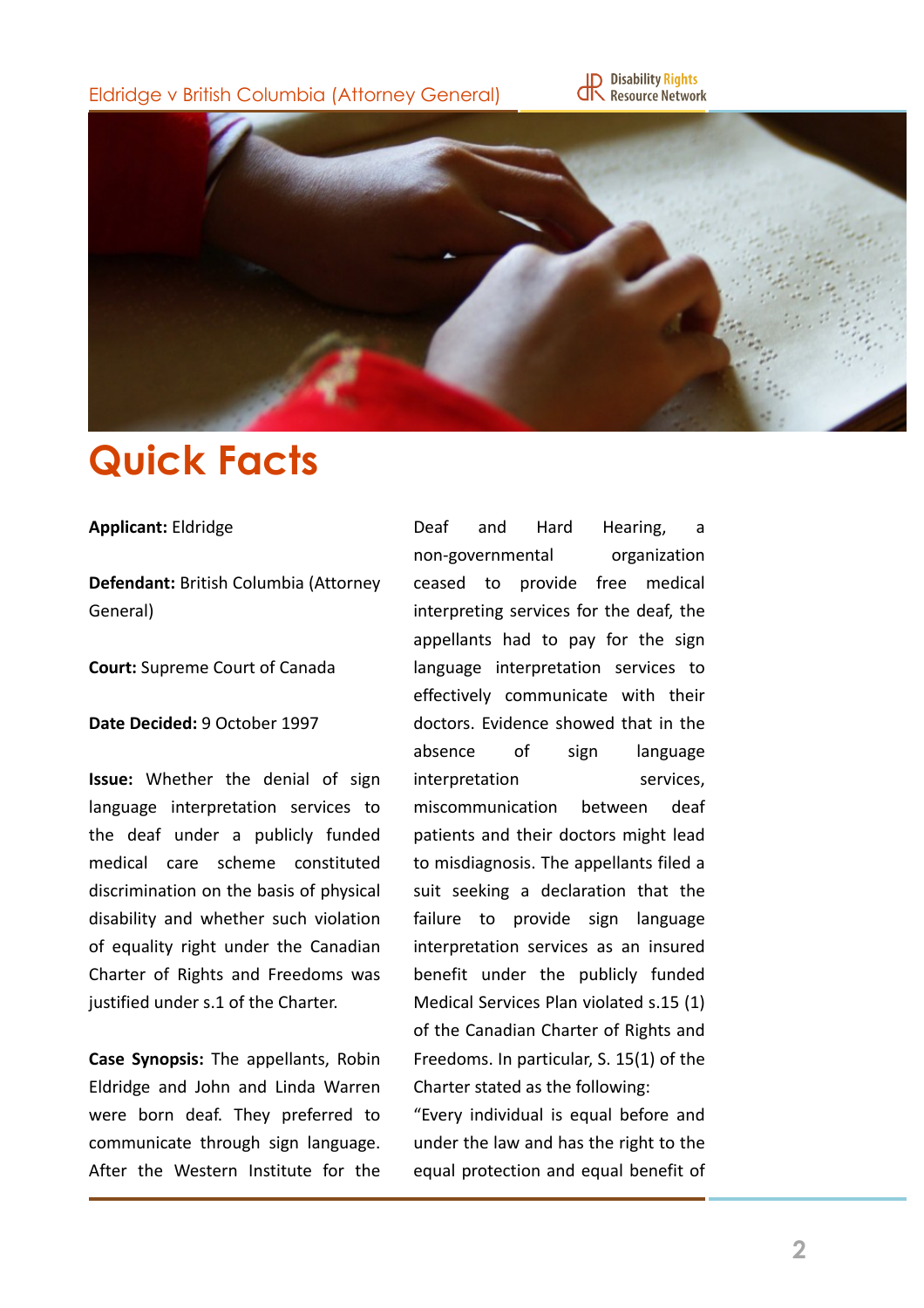# Quick Facts

**Applicant:** Eldridge

**Defendant:** British Columbia (Attorney General)

**Court:** Supreme Court of Canada

**Date Decided:** 9 October 1997

**Issue:** Whether the denial of sign language interpretation services to the deaf under a publicly funded medical care scheme constituted discrimination on the basis of physical disability and whether such violation of equality right under the Canadian Charter of Rights and Freedoms was justified under s.1 of the Charter.

**Case Synopsis:** The appellants, Robin Eldridge and John and Linda Warren were born deaf. They preferred to communicate through sign language. After the Western Institute for the Deaf and Hard Hearing, a non-governmental organization ceased to provide free medical interpreting services for the deaf, the appellants had to pay for the sign language interpretation services to effectively communicate with their doctors. Evidence showed that in the absence of sign language interpretation services, miscommunication between deaf patients and their doctors might lead to misdiagnosis. The appellants filed a suit seeking a declaration that the failure to provide sign language interpretation services as an insured benefit under the publicly funded Medical Services Plan violated s.15 (1) of the Canadian Charter of Rights and Freedoms. In particular, S. 15(1) of the Charter stated as the following:

"Every individual is equal before and under the law and has the right to the equal protection and equal benefit of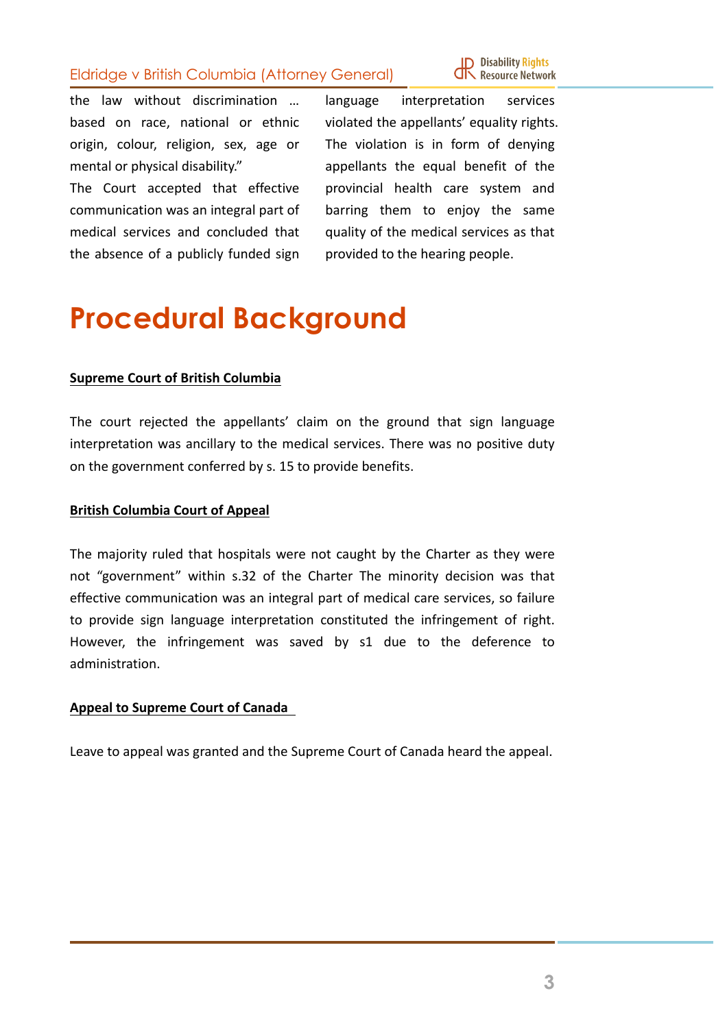the law without discrimination … based on race, national or ethnic origin, colour, religion, sex, age or mental or physical disability."

The Court accepted that effective communication was an integral part of medical services and concluded that the absence of a publicly funded sign language interpretation services violated the appellants' equality rights. The violation is in form of denying appellants the equal benefit of the provincial health care system and barring them to enjoy the same quality of the medical services as that provided to the hearing people.

# Procedural Background

**Supreme Court of British Columbia**

The court rejected the appellants' claim on the ground that sign language interpretation was ancillary to the medical services. There was no positive duty on the government conferred by s. 15 to provide benefits.

**British Columbia Court of Appeal**

The majority ruled that hospitals were not caught by the Charter as they were not "government" within s.32 of the Charter The minority decision was that effective communication was an integral part of medical care services, so failure to provide sign language interpretation constituted the infringement of right. However, the infringement was saved by s1 due to the deference to administration.

**Appeal to Supreme Court of Canada**

Leave to appeal was granted and the Supreme Court of Canada heard the appeal.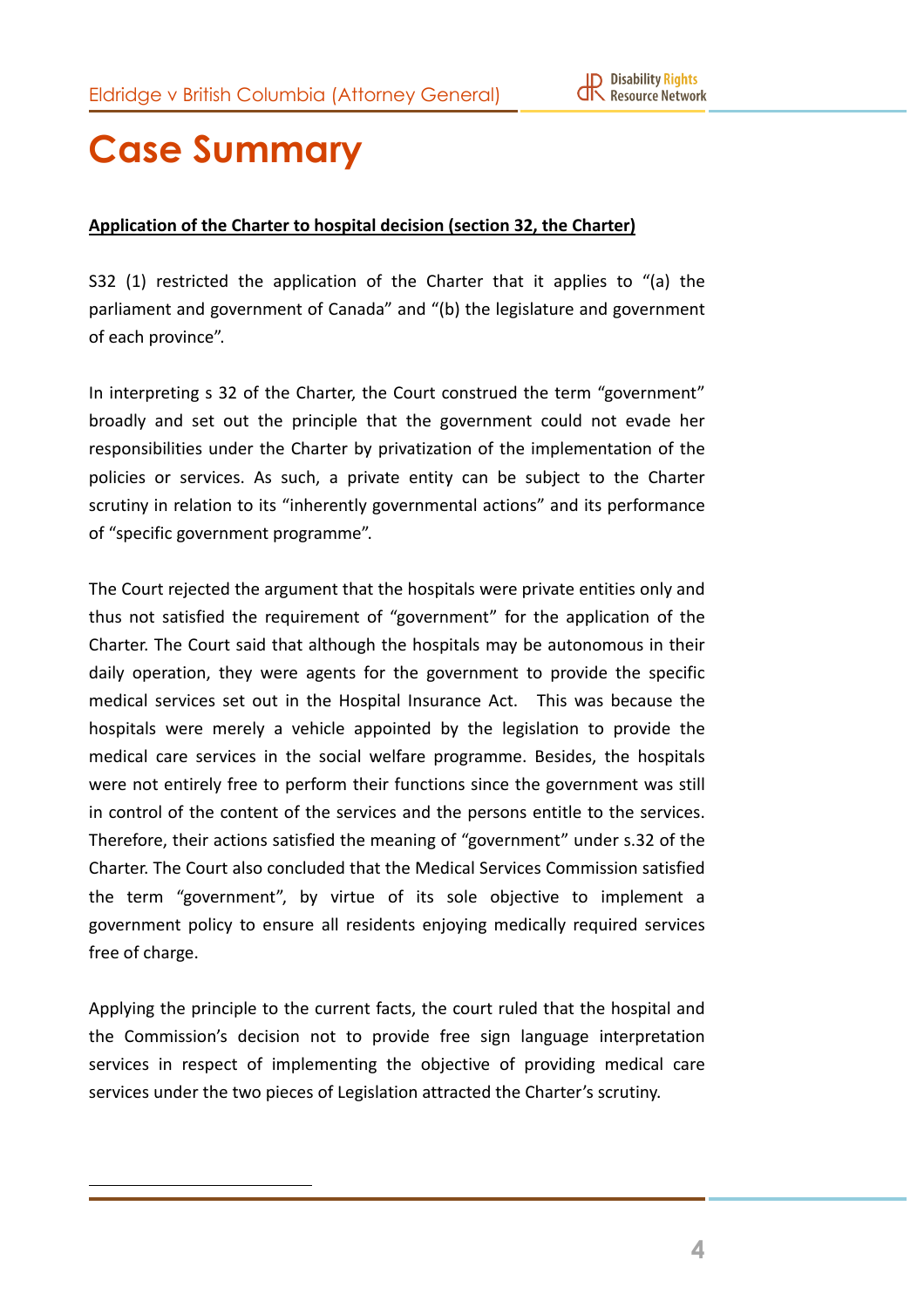# Case Summary

**Application of the Charter to hospital decision (section 32, the Charter)**

S32 (1) restricted the application of the Charter that it applies to "(a) the parliament and government of Canada" and "(b) the legislature and government of each province".

In interpreting s 32 of the Charter, the Court construed the term "government" broadly and set out the principle that the government could not evade her responsibilities under the Charter by privatization of the implementation of the policies or services. As such, a private entity can be subject to the Charter scrutiny in relation to its "inherently governmental actions" and its performance of "specific government programme".

The Court rejected the argument that the hospitals were private entities only and thus not satisfied the requirement of "government" for the application of the Charter. The Court said that although the hospitals may be autonomous in their daily operation, they were agents for the government to provide the specific medical services set out in the Hospital Insurance Act. This was because the hospitals were merely a vehicle appointed by the legislation to provide the medical care services in the social welfare programme. Besides, the hospitals were not entirely free to perform their functions since the government was still in control of the content of the services and the persons entitle to the services. Therefore, their actions satisfied the meaning of "government" under s.32 of the Charter. The Court also concluded that the Medical Services Commission satisfied the term "government", by virtue of its sole objective to implement a government policy to ensure all residents enjoying medically required services free of charge.

Applying the principle to the current facts, the court ruled that the hospital and the Commission's decision not to provide free sign language interpretation services in respect of implementing the objective of providing medical care services under the two pieces of Legislation attracted the Charter's scrutiny.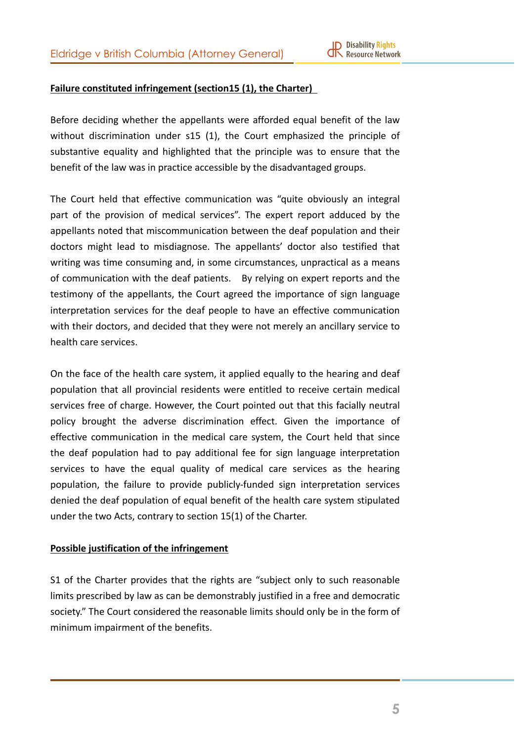**Failure constituted infringement (section15 (1), the Charter)**

Before deciding whether the appellants were afforded equal benefit of the law without discrimination under s15 (1), the Court emphasized the principle of substantive equality and highlighted that the principle was to ensure that the benefit of the law was in practice accessible by the disadvantaged groups.

The Court held that effective communication was "quite obviously an integral part of the provision of medical services". The expert report adduced by the appellants noted that miscommunication between the deaf population and their doctors might lead to misdiagnose. The appellants' doctor also testified that writing was time consuming and, in some circumstances, unpractical as a means of communication with the deaf patients. By relying on expert reports and the testimony of the appellants, the Court agreed the importance of sign language interpretation services for the deaf people to have an effective communication with their doctors, and decided that they were not merely an ancillary service to health care services.

On the face of the health care system, it applied equally to the hearing and deaf population that all provincial residents were entitled to receive certain medical services free of charge. However, the Court pointed out that this facially neutral policy brought the adverse discrimination effect. Given the importance of effective communication in the medical care system, the Court held that since the deaf population had to pay additional fee for sign language interpretation services to have the equal quality of medical care services as the hearing population, the failure to provide publicly-funded sign interpretation services denied the deaf population of equal benefit of the health care system stipulated under the two Acts, contrary to section 15(1) of the Charter.

**Possible justification of the infringement**

S1 of the Charter provides that the rights are "subject only to such reasonable limits prescribed by law as can be demonstrably justified in a free and democratic society." The Court considered the reasonable limits should only be in the form of minimum impairment of the benefits.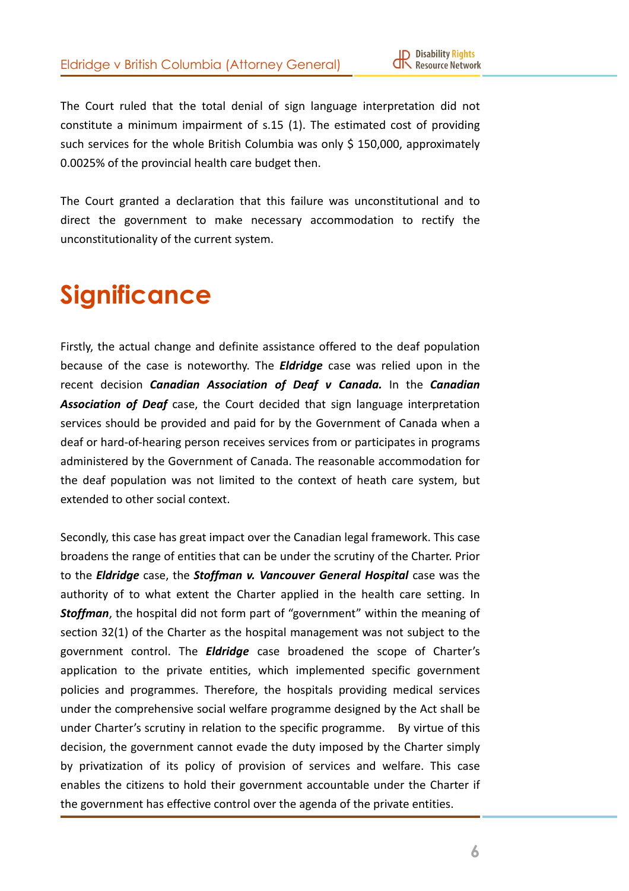The Court ruled that the total denial of sign language interpretation did not constitute a minimum impairment of s.15 (1). The estimated cost of providing such services for the whole British Columbia was only $ 150,000, approximately 0.0025% of the provincial health care budget then.

The Court granted a declaration that this failure was unconstitutional and to direct the government to make necessary accommodation to rectify the unconstitutionality of the current system.

# Significance

Firstly, the actual change and definite assistance offered to the deaf population because of the case is noteworthy. The ***Eldridge*** case was relied upon in the recent decision ***Canadian Association of Deaf v Canada.*** In the ***Canadian Association of Deaf*** case, the Court decided that sign language interpretation services should be provided and paid for by the Government of Canada when a deaf or hard-of-hearing person receives services from or participates in programs administered by the Government of Canada. The reasonable accommodation for the deaf population was not limited to the context of heath care system, but extended to other social context.

Secondly, this case has great impact over the Canadian legal framework. This case broadens the range of entities that can be under the scrutiny of the Charter. Prior to the ***Eldridge*** case, the ***Stoffman v. Vancouver General Hospital*** case was the authority of to what extent the Charter applied in the health care setting. In ***Stoffman***, the hospital did not form part of "government" within the meaning of section 32(1) of the Charter as the hospital management was not subject to the government control. The ***Eldridge*** case broadened the scope of Charter's application to the private entities, which implemented specific government policies and programmes. Therefore, the hospitals providing medical services under the comprehensive social welfare programme designed by the Act shall be under Charter's scrutiny in relation to the specific programme. By virtue of this decision, the government cannot evade the duty imposed by the Charter simply by privatization of its policy of provision of services and welfare. This case enables the citizens to hold their government accountable under the Charter if the government has effective control over the agenda of the private entities.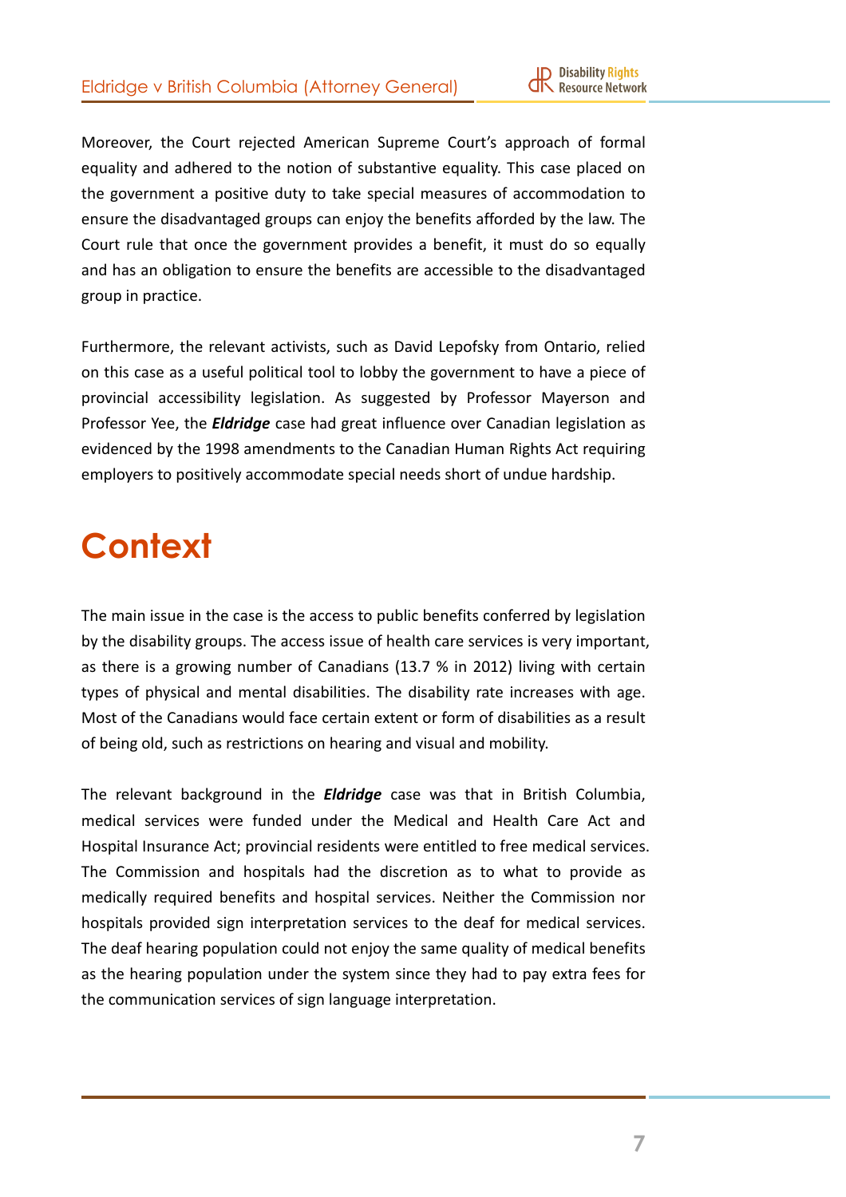Moreover, the Court rejected American Supreme Court's approach of formal equality and adhered to the notion of substantive equality. This case placed on the government a positive duty to take special measures of accommodation to ensure the disadvantaged groups can enjoy the benefits afforded by the law. The Court rule that once the government provides a benefit, it must do so equally and has an obligation to ensure the benefits are accessible to the disadvantaged group in practice.

Furthermore, the relevant activists, such as David Lepofsky from Ontario, relied on this case as a useful political tool to lobby the government to have a piece of provincial accessibility legislation. As suggested by Professor Mayerson and Professor Yee, the ***Eldridge*** case had great influence over Canadian legislation as evidenced by the 1998 amendments to the Canadian Human Rights Act requiring employers to positively accommodate special needs short of undue hardship.

# Context

The main issue in the case is the access to public benefits conferred by legislation by the disability groups. The access issue of health care services is very important, as there is a growing number of Canadians (13.7 % in 2012) living with certain types of physical and mental disabilities. The disability rate increases with age. Most of the Canadians would face certain extent or form of disabilities as a result of being old, such as restrictions on hearing and visual and mobility.

The relevant background in the ***Eldridge*** case was that in British Columbia, medical services were funded under the Medical and Health Care Act and Hospital Insurance Act; provincial residents were entitled to free medical services. The Commission and hospitals had the discretion as to what to provide as medically required benefits and hospital services. Neither the Commission nor hospitals provided sign interpretation services to the deaf for medical services. The deaf hearing population could not enjoy the same quality of medical benefits as the hearing population under the system since they had to pay extra fees for the communication services of sign language interpretation.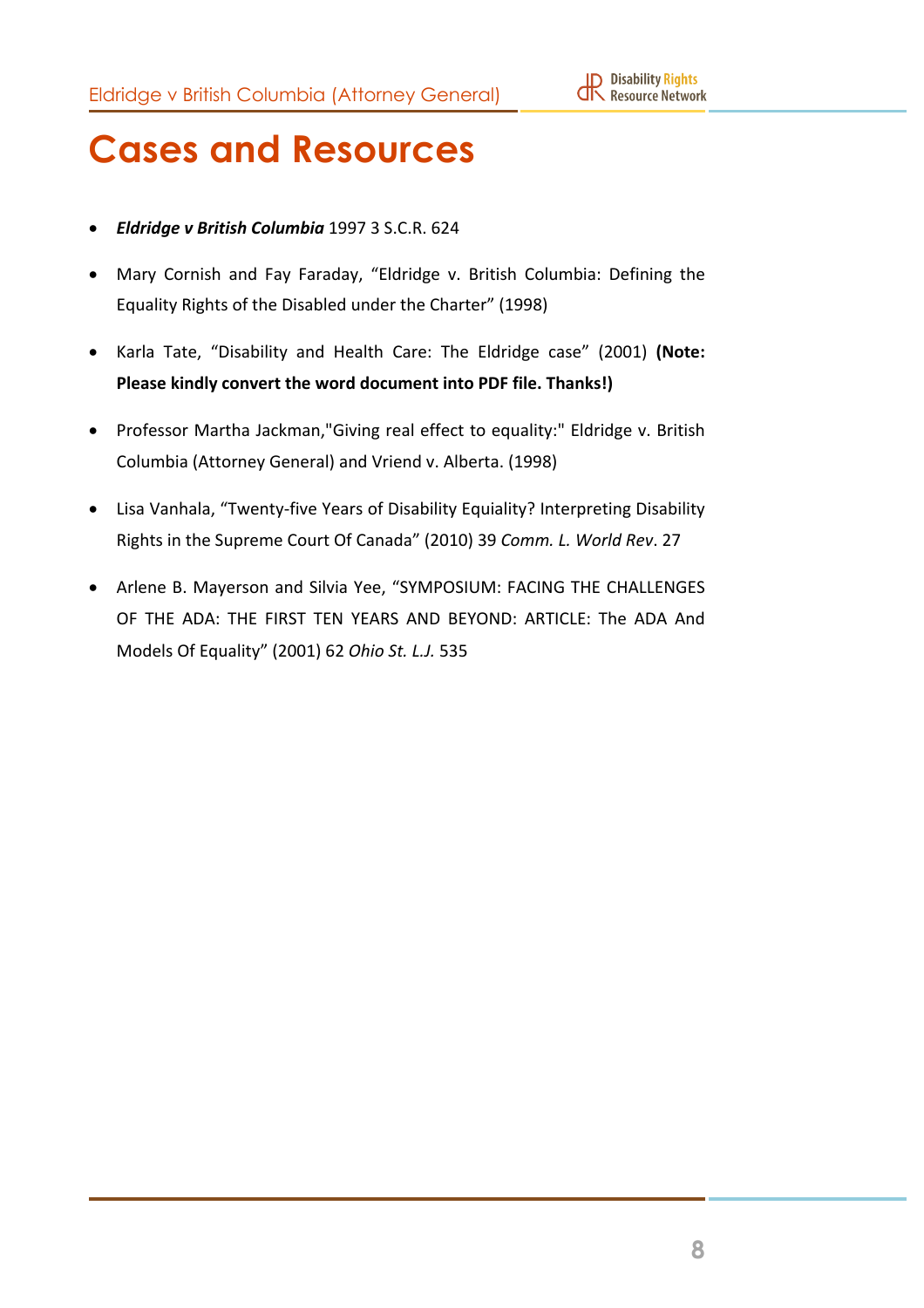# Cases and Resources

- ***Eldridge v British Columbia*** 1997 3 S.C.R. 624
- Mary Cornish and Fay Faraday, "Eldridge v. British Columbia: Defining the Equality Rights of the Disabled under the Charter" (1998)
- Karla Tate, "Disability and Health Care: The Eldridge case" (2001) **(Note: Please kindly convert the word document into PDF file. Thanks!)**
- Professor Martha Jackman,"Giving real effect to equality:" Eldridge v. British Columbia (Attorney General) and Vriend v. Alberta. (1998)
- Lisa Vanhala, "Twenty-five Years of Disability Equiality? Interpreting Disability Rights in the Supreme Court Of Canada" (2010) 39 *Comm. L. World Rev*. 27
- Arlene B. Mayerson and Silvia Yee, "SYMPOSIUM: FACING THE CHALLENGES OF THE ADA: THE FIRST TEN YEARS AND BEYOND: ARTICLE: The ADA And Models Of Equality" (2001) 62 *Ohio St. L.J.* 535